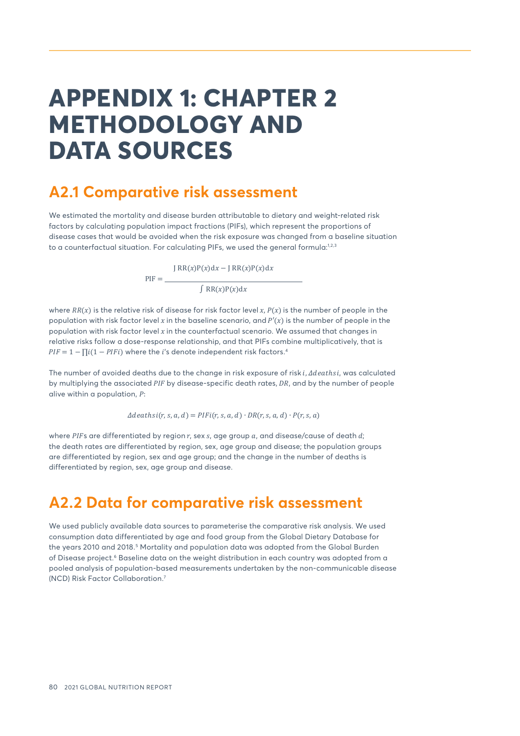# APPENDIX 1: CHAPTER 2 METHODOLOGY AND DATA SOURCES

## A2.1 Comparative risk assessment

We estimated the mortality and disease burden attributable to dietary and weight-related risk factors by calculating population impact fractions (PIFs), which represent the proportions of disease cases that would be avoided when the risk exposure was changed from a baseline situation to a counterfactual situation. For calculating PIFs, we used the general formula:[1,2,3]

$$\mathrm{PIF} = \frac{\int \mathrm{RR}(x)\mathrm{P}(x)\mathrm{d}x - \int \mathrm{RR}(x)\mathrm{P}(x)\mathrm{d}x}{\int \mathrm{RR}(x)\mathrm{P}(x)\mathrm{d}x}$$

where $RR(x)$ is the relative risk of disease for risk factor level $x$, $P(x)$ is the number of people in the population with risk factor level $x$ in the baseline scenario, and $P'(x)$ is the number of people in the population with risk factor level $x$ in the counterfactual scenario. We assumed that changes in relative risks follow a dose-response relationship, and that PIFs combine multiplicatively, that is $PIF = 1 - \prod i(1 - PIFi)$ where the $i$'s denote independent risk factors.[4]

The number of avoided deaths due to the change in risk exposure of risk $i$, $\Delta deaths i$, was calculated by multiplying the associated $PIF$ by disease-specific death rates, $DR$, and by the number of people alive within a population, $P$:

$$\Delta deaths i(r, s, a, d) = PIFi(r, s, a, d) \cdot DR(r, s, a, d) \cdot P(r, s, a)$$

where $PIF$s are differentiated by region $r$, sex $s$, age group $a$, and disease/cause of death $d$; the death rates are differentiated by region, sex, age group and disease; the population groups are differentiated by region, sex and age group; and the change in the number of deaths is differentiated by region, sex, age group and disease.

## A2.2 Data for comparative risk assessment

We used publicly available data sources to parameterise the comparative risk analysis. We used consumption data differentiated by age and food group from the Global Dietary Database for the years 2010 and 2018.[5] Mortality and population data was adopted from the Global Burden of Disease project.[6] Baseline data on the weight distribution in each country was adopted from a pooled analysis of population-based measurements undertaken by the non-communicable disease (NCD) Risk Factor Collaboration.[7]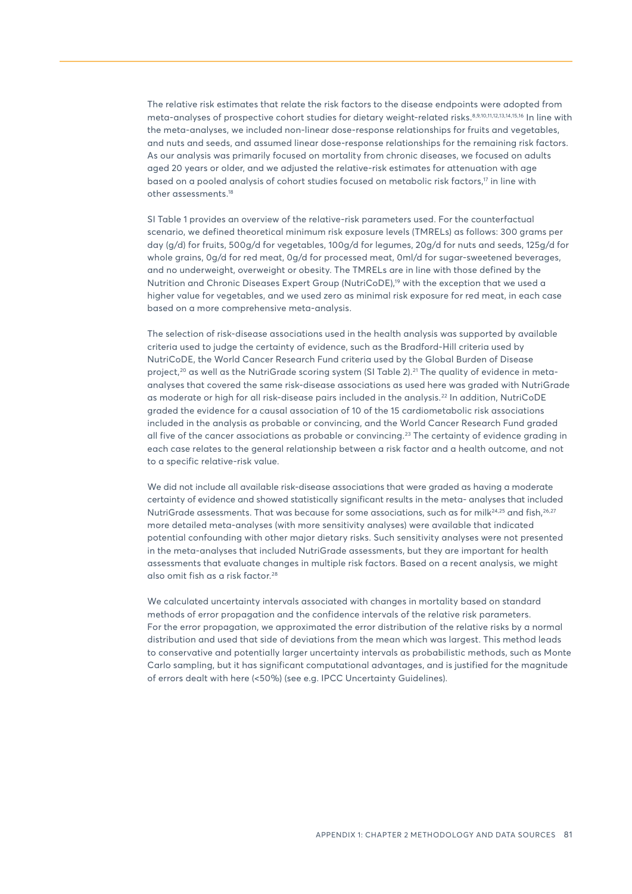The relative risk estimates that relate the risk factors to the disease endpoints were adopted from meta-analyses of prospective cohort studies for dietary weight-related risks.[8,9,10,11,12,13,14,15,16] In line with the meta-analyses, we included non-linear dose-response relationships for fruits and vegetables, and nuts and seeds, and assumed linear dose-response relationships for the remaining risk factors. As our analysis was primarily focused on mortality from chronic diseases, we focused on adults aged 20 years or older, and we adjusted the relative-risk estimates for attenuation with age based on a pooled analysis of cohort studies focused on metabolic risk factors,[17] in line with other assessments.[18]

SI Table 1 provides an overview of the relative-risk parameters used. For the counterfactual scenario, we defined theoretical minimum risk exposure levels (TMRELs) as follows: 300 grams per day (g/d) for fruits, 500g/d for vegetables, 100g/d for legumes, 20g/d for nuts and seeds, 125g/d for whole grains, 0g/d for red meat, 0g/d for processed meat, 0ml/d for sugar-sweetened beverages, and no underweight, overweight or obesity. The TMRELs are in line with those defined by the Nutrition and Chronic Diseases Expert Group (NutriCoDE),[19] with the exception that we used a higher value for vegetables, and we used zero as minimal risk exposure for red meat, in each case based on a more comprehensive meta-analysis.

The selection of risk-disease associations used in the health analysis was supported by available criteria used to judge the certainty of evidence, such as the Bradford-Hill criteria used by NutriCoDE, the World Cancer Research Fund criteria used by the Global Burden of Disease project,[20] as well as the NutriGrade scoring system (SI Table 2).[21] The quality of evidence in meta-analyses that covered the same risk-disease associations as used here was graded with NutriGrade as moderate or high for all risk-disease pairs included in the analysis.[22] In addition, NutriCoDE graded the evidence for a causal association of 10 of the 15 cardiometabolic risk associations included in the analysis as probable or convincing, and the World Cancer Research Fund graded all five of the cancer associations as probable or convincing.[23] The certainty of evidence grading in each case relates to the general relationship between a risk factor and a health outcome, and not to a specific relative-risk value.

We did not include all available risk-disease associations that were graded as having a moderate certainty of evidence and showed statistically significant results in the meta- analyses that included NutriGrade assessments. That was because for some associations, such as for milk[24,25] and fish,[26,27] more detailed meta-analyses (with more sensitivity analyses) were available that indicated potential confounding with other major dietary risks. Such sensitivity analyses were not presented in the meta-analyses that included NutriGrade assessments, but they are important for health assessments that evaluate changes in multiple risk factors. Based on a recent analysis, we might also omit fish as a risk factor.[28]

We calculated uncertainty intervals associated with changes in mortality based on standard methods of error propagation and the confidence intervals of the relative risk parameters. For the error propagation, we approximated the error distribution of the relative risks by a normal distribution and used that side of deviations from the mean which was largest. This method leads to conservative and potentially larger uncertainty intervals as probabilistic methods, such as Monte Carlo sampling, but it has significant computational advantages, and is justified for the magnitude of errors dealt with here (<50%) (see e.g. IPCC Uncertainty Guidelines).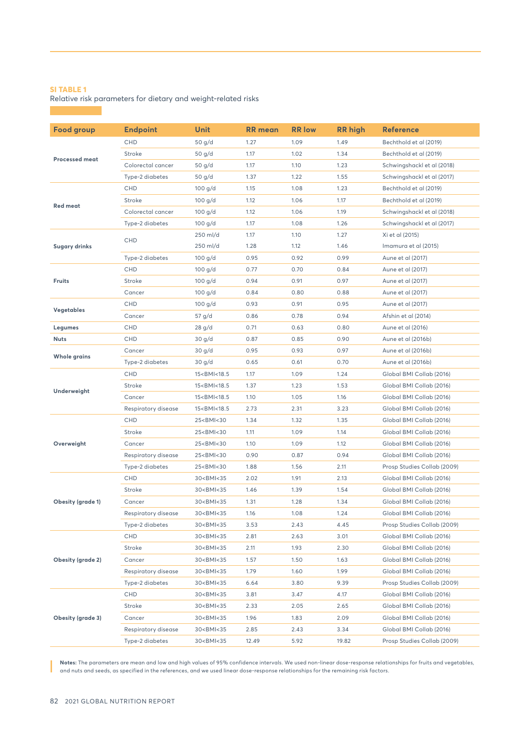**SI TABLE 1**

Relative risk parameters for dietary and weight-related risks

| Food group | Endpoint | Unit | RR mean | RR low | RR high | Reference |
|---|---|---|---|---|---|---|
| Processed meat | CHD | 50 g/d | 1.27 | 1.09 | 1.49 | Bechthold et al (2019) |
| | Stroke | 50 g/d | 1.17 | 1.02 | 1.34 | Bechthold et al (2019) |
| | Colorectal cancer | 50 g/d | 1.17 | 1.10 | 1.23 | Schwingshackl et al (2018) |
| | Type-2 diabetes | 50 g/d | 1.37 | 1.22 | 1.55 | Schwingshackl et al (2017) |
| Red meat | CHD | 100 g/d | 1.15 | 1.08 | 1.23 | Bechthold et al (2019) |
| | Stroke | 100 g/d | 1.12 | 1.06 | 1.17 | Bechthold et al (2019) |
| | Colorectal cancer | 100 g/d | 1.12 | 1.06 | 1.19 | Schwingshackl et al (2018) |
| | Type-2 diabetes | 100 g/d | 1.17 | 1.08 | 1.26 | Schwingshackl et al (2017) |
| Sugary drinks | CHD | 250 ml/d | 1.17 | 1.10 | 1.27 | Xi et al (2015) |
| | | 250 ml/d | 1.28 | 1.12 | 1.46 | Imamura et al (2015) |
| | Type-2 diabetes | 100 g/d | 0.95 | 0.92 | 0.99 | Aune et al (2017) |
| Fruits | CHD | 100 g/d | 0.77 | 0.70 | 0.84 | Aune et al (2017) |
| | Stroke | 100 g/d | 0.94 | 0.91 | 0.97 | Aune et al (2017) |
| | Cancer | 100 g/d | 0.84 | 0.80 | 0.88 | Aune et al (2017) |
| Vegetables | CHD | 100 g/d | 0.93 | 0.91 | 0.95 | Aune et al (2017) |
| | Cancer | 57 g/d | 0.86 | 0.78 | 0.94 | Afshin et al (2014) |
| Legumes | CHD | 28 g/d | 0.71 | 0.63 | 0.80 | Aune et al (2016) |
| Nuts | CHD | 30 g/d | 0.87 | 0.85 | 0.90 | Aune et al (2016b) |
| Whole grains | Cancer | 30 g/d | 0.95 | 0.93 | 0.97 | Aune et al (2016b) |
| | Type-2 diabetes | 30 g/d | 0.65 | 0.61 | 0.70 | Aune et al (2016b) |
| Underweight | CHD | 15<BMI<18.5 | 1.17 | 1.09 | 1.24 | Global BMI Collab (2016) |
| | Stroke | 15<BMI<18.5 | 1.37 | 1.23 | 1.53 | Global BMI Collab (2016) |
| | Cancer | 15<BMI<18.5 | 1.10 | 1.05 | 1.16 | Global BMI Collab (2016) |
| | Respiratory disease | 15<BMI<18.5 | 2.73 | 2.31 | 3.23 | Global BMI Collab (2016) |
| Overweight | CHD | 25<BMI<30 | 1.34 | 1.32 | 1.35 | Global BMI Collab (2016) |
| | Stroke | 25<BMI<30 | 1.11 | 1.09 | 1.14 | Global BMI Collab (2016) |
| | Cancer | 25<BMI<30 | 1.10 | 1.09 | 1.12 | Global BMI Collab (2016) |
| | Respiratory disease | 25<BMI<30 | 0.90 | 0.87 | 0.94 | Global BMI Collab (2016) |
| | Type-2 diabetes | 25<BMI<30 | 1.88 | 1.56 | 2.11 | Prosp Studies Collab (2009) |
| Obesity (grade 1) | CHD | 30<BMI<35 | 2.02 | 1.91 | 2.13 | Global BMI Collab (2016) |
| | Stroke | 30<BMI<35 | 1.46 | 1.39 | 1.54 | Global BMI Collab (2016) |
| | Cancer | 30<BMI<35 | 1.31 | 1.28 | 1.34 | Global BMI Collab (2016) |
| | Respiratory disease | 30<BMI<35 | 1.16 | 1.08 | 1.24 | Global BMI Collab (2016) |
| | Type-2 diabetes | 30<BMI<35 | 3.53 | 2.43 | 4.45 | Prosp Studies Collab (2009) |
| Obesity (grade 2) | CHD | 30<BMI<35 | 2.81 | 2.63 | 3.01 | Global BMI Collab (2016) |
| | Stroke | 30<BMI<35 | 2.11 | 1.93 | 2.30 | Global BMI Collab (2016) |
| | Cancer | 30<BMI<35 | 1.57 | 1.50 | 1.63 | Global BMI Collab (2016) |
| | Respiratory disease | 30<BMI<35 | 1.79 | 1.60 | 1.99 | Global BMI Collab (2016) |
| | Type-2 diabetes | 30<BMI<35 | 6.64 | 3.80 | 9.39 | Prosp Studies Collab (2009) |
| Obesity (grade 3) | CHD | 30<BMI<35 | 3.81 | 3.47 | 4.17 | Global BMI Collab (2016) |
| | Stroke | 30<BMI<35 | 2.33 | 2.05 | 2.65 | Global BMI Collab (2016) |
| | Cancer | 30<BMI<35 | 1.96 | 1.83 | 2.09 | Global BMI Collab (2016) |
| | Respiratory disease | 30<BMI<35 | 2.85 | 2.43 | 3.34 | Global BMI Collab (2016) |
| | Type-2 diabetes | 30<BMI<35 | 12.49 | 5.92 | 19.82 | Prosp Studies Collab (2009) |

**Notes:** The parameters are mean and low and high values of 95% confidence intervals. We used non-linear dose-response relationships for fruits and vegetables, and nuts and seeds, as specified in the references, and we used linear dose-response relationships for the remaining risk factors.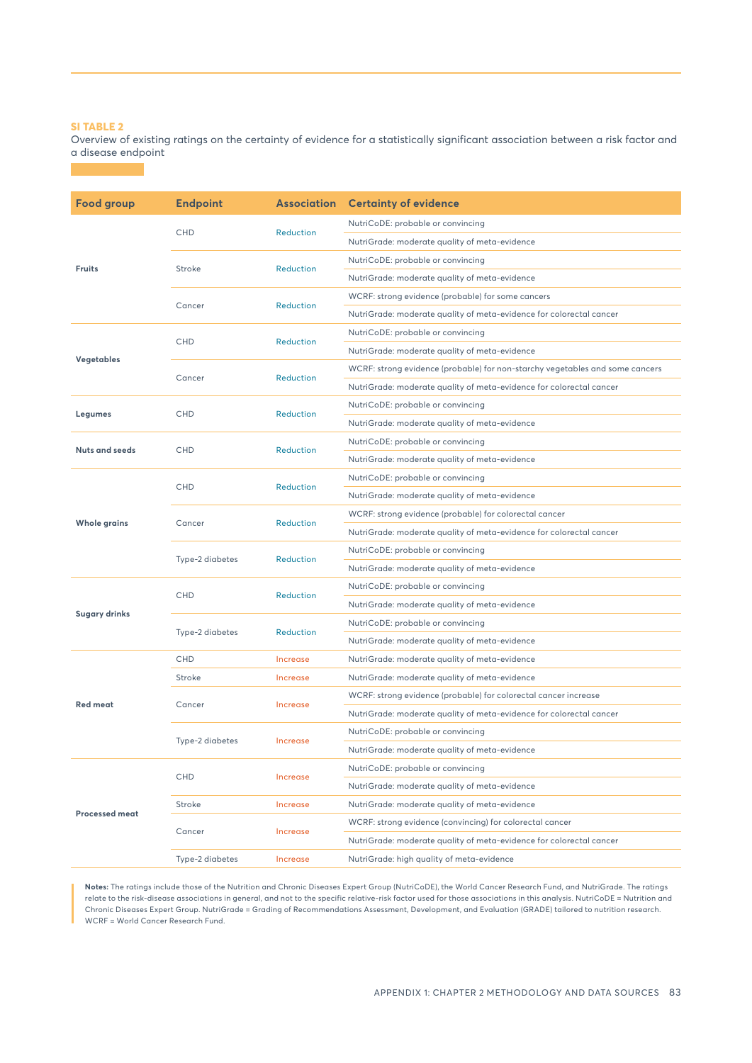**SI TABLE 2**

Overview of existing ratings on the certainty of evidence for a statistically significant association between a risk factor and a disease endpoint

| Food group | Endpoint | Association | Certainty of evidence |
|---|---|---|---|
| Fruits | CHD | Reduction | NutriCoDE: probable or convincing |
| | | | NutriGrade: moderate quality of meta-evidence |
| | Stroke | Reduction | NutriCoDE: probable or convincing |
| | | | NutriGrade: moderate quality of meta-evidence |
| | Cancer | Reduction | WCRF: strong evidence (probable) for some cancers |
| | | | NutriGrade: moderate quality of meta-evidence for colorectal cancer |
| Vegetables | CHD | Reduction | NutriCoDE: probable or convincing |
| | | | NutriGrade: moderate quality of meta-evidence |
| | Cancer | Reduction | WCRF: strong evidence (probable) for non-starchy vegetables and some cancers |
| | | | NutriGrade: moderate quality of meta-evidence for colorectal cancer |
| Legumes | CHD | Reduction | NutriCoDE: probable or convincing |
| | | | NutriGrade: moderate quality of meta-evidence |
| Nuts and seeds | CHD | Reduction | NutriCoDE: probable or convincing |
| | | | NutriGrade: moderate quality of meta-evidence |
| Whole grains | CHD | Reduction | NutriCoDE: probable or convincing |
| | | | NutriGrade: moderate quality of meta-evidence |
| | Cancer | Reduction | WCRF: strong evidence (probable) for colorectal cancer |
| | | | NutriGrade: moderate quality of meta-evidence for colorectal cancer |
| | Type-2 diabetes | Reduction | NutriCoDE: probable or convincing |
| | | | NutriGrade: moderate quality of meta-evidence |
| Sugary drinks | CHD | Reduction | NutriCoDE: probable or convincing |
| | | | NutriGrade: moderate quality of meta-evidence |
| | Type-2 diabetes | Reduction | NutriCoDE: probable or convincing |
| | | | NutriGrade: moderate quality of meta-evidence |
| Red meat | CHD | Increase | NutriGrade: moderate quality of meta-evidence |
| | Stroke | Increase | NutriGrade: moderate quality of meta-evidence |
| | Cancer | Increase | WCRF: strong evidence (probable) for colorectal cancer increase |
| | | | NutriGrade: moderate quality of meta-evidence for colorectal cancer |
| | Type-2 diabetes | Increase | NutriCoDE: probable or convincing |
| | | | NutriGrade: moderate quality of meta-evidence |
| Processed meat | CHD | Increase | NutriCoDE: probable or convincing |
| | | | NutriGrade: moderate quality of meta-evidence |
| | Stroke | Increase | NutriGrade: moderate quality of meta-evidence |
| | Cancer | Increase | WCRF: strong evidence (convincing) for colorectal cancer |
| | | | NutriGrade: moderate quality of meta-evidence for colorectal cancer |
| | Type-2 diabetes | Increase | NutriGrade: high quality of meta-evidence |

**Notes:** The ratings include those of the Nutrition and Chronic Diseases Expert Group (NutriCoDE), the World Cancer Research Fund, and NutriGrade. The ratings relate to the risk-disease associations in general, and not to the specific relative-risk factor used for those associations in this analysis. NutriCoDE = Nutrition and Chronic Diseases Expert Group. NutriGrade = Grading of Recommendations Assessment, Development, and Evaluation (GRADE) tailored to nutrition research. WCRF = World Cancer Research Fund.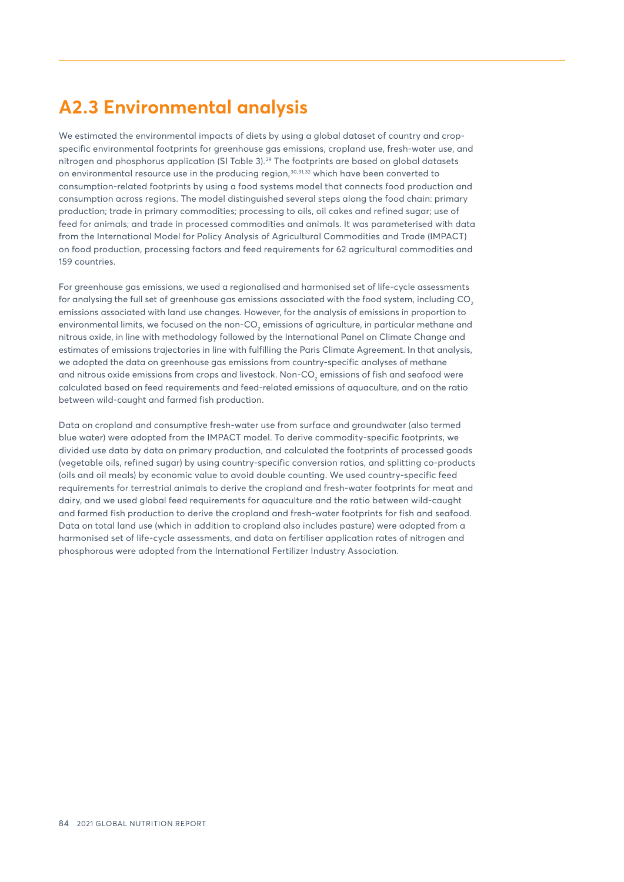## A2.3 Environmental analysis

We estimated the environmental impacts of diets by using a global dataset of country and crop-specific environmental footprints for greenhouse gas emissions, cropland use, fresh-water use, and nitrogen and phosphorus application (SI Table 3).[29] The footprints are based on global datasets on environmental resource use in the producing region,[30,31,32] which have been converted to consumption-related footprints by using a food systems model that connects food production and consumption across regions. The model distinguished several steps along the food chain: primary production; trade in primary commodities; processing to oils, oil cakes and refined sugar; use of feed for animals; and trade in processed commodities and animals. It was parameterised with data from the International Model for Policy Analysis of Agricultural Commodities and Trade (IMPACT) on food production, processing factors and feed requirements for 62 agricultural commodities and 159 countries.

For greenhouse gas emissions, we used a regionalised and harmonised set of life-cycle assessments for analysing the full set of greenhouse gas emissions associated with the food system, including $CO_2$ emissions associated with land use changes. However, for the analysis of emissions in proportion to environmental limits, we focused on the non-$CO_2$ emissions of agriculture, in particular methane and nitrous oxide, in line with methodology followed by the International Panel on Climate Change and estimates of emissions trajectories in line with fulfilling the Paris Climate Agreement. In that analysis, we adopted the data on greenhouse gas emissions from country-specific analyses of methane and nitrous oxide emissions from crops and livestock. Non-$CO_2$ emissions of fish and seafood were calculated based on feed requirements and feed-related emissions of aquaculture, and on the ratio between wild-caught and farmed fish production.

Data on cropland and consumptive fresh-water use from surface and groundwater (also termed blue water) were adopted from the IMPACT model. To derive commodity-specific footprints, we divided use data by data on primary production, and calculated the footprints of processed goods (vegetable oils, refined sugar) by using country-specific conversion ratios, and splitting co-products (oils and oil meals) by economic value to avoid double counting. We used country-specific feed requirements for terrestrial animals to derive the cropland and fresh-water footprints for meat and dairy, and we used global feed requirements for aquaculture and the ratio between wild-caught and farmed fish production to derive the cropland and fresh-water footprints for fish and seafood. Data on total land use (which in addition to cropland also includes pasture) were adopted from a harmonised set of life-cycle assessments, and data on fertiliser application rates of nitrogen and phosphorous were adopted from the International Fertilizer Industry Association.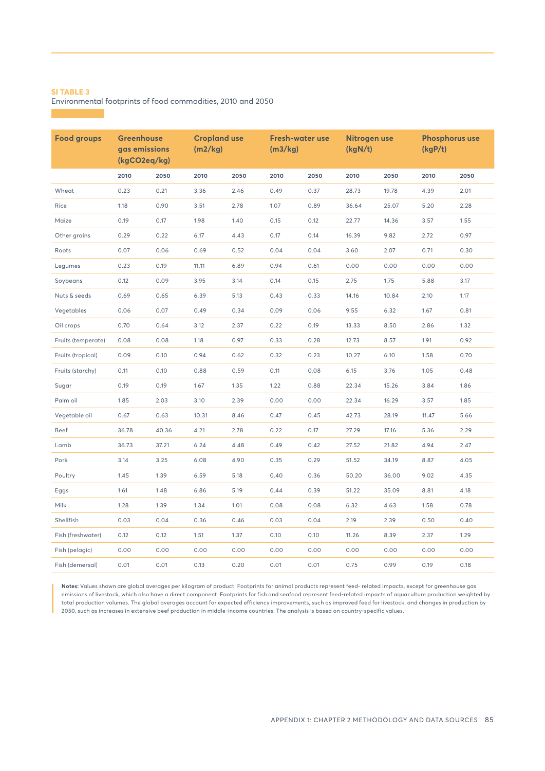**SI TABLE 3**

Environmental footprints of food commodities, 2010 and 2050

| Food groups | Greenhouse gas emissions (kgCO2eq/kg) | | Cropland use (m2/kg) | | Fresh-water use (m3/kg) | | Nitrogen use (kgN/t) | | Phosphorus use (kgP/t) | |
|---|---|---|---|---|---|---|---|---|---|---|
| | 2010 | 2050 | 2010 | 2050 | 2010 | 2050 | 2010 | 2050 | 2010 | 2050 |
| Wheat | 0.23 | 0.21 | 3.36 | 2.46 | 0.49 | 0.37 | 28.73 | 19.78 | 4.39 | 2.01 |
| Rice | 1.18 | 0.90 | 3.51 | 2.78 | 1.07 | 0.89 | 36.64 | 25.07 | 5.20 | 2.28 |
| Maize | 0.19 | 0.17 | 1.98 | 1.40 | 0.15 | 0.12 | 22.77 | 14.36 | 3.57 | 1.55 |
| Other grains | 0.29 | 0.22 | 6.17 | 4.43 | 0.17 | 0.14 | 16.39 | 9.82 | 2.72 | 0.97 |
| Roots | 0.07 | 0.06 | 0.69 | 0.52 | 0.04 | 0.04 | 3.60 | 2.07 | 0.71 | 0.30 |
| Legumes | 0.23 | 0.19 | 11.11 | 6.89 | 0.94 | 0.61 | 0.00 | 0.00 | 0.00 | 0.00 |
| Soybeans | 0.12 | 0.09 | 3.95 | 3.14 | 0.14 | 0.15 | 2.75 | 1.75 | 5.88 | 3.17 |
| Nuts & seeds | 0.69 | 0.65 | 6.39 | 5.13 | 0.43 | 0.33 | 14.16 | 10.84 | 2.10 | 1.17 |
| Vegetables | 0.06 | 0.07 | 0.49 | 0.34 | 0.09 | 0.06 | 9.55 | 6.32 | 1.67 | 0.81 |
| Oil crops | 0.70 | 0.64 | 3.12 | 2.37 | 0.22 | 0.19 | 13.33 | 8.50 | 2.86 | 1.32 |
| Fruits (temperate) | 0.08 | 0.08 | 1.18 | 0.97 | 0.33 | 0.28 | 12.73 | 8.57 | 1.91 | 0.92 |
| Fruits (tropical) | 0.09 | 0.10 | 0.94 | 0.62 | 0.32 | 0.23 | 10.27 | 6.10 | 1.58 | 0.70 |
| Fruits (starchy) | 0.11 | 0.10 | 0.88 | 0.59 | 0.11 | 0.08 | 6.15 | 3.76 | 1.05 | 0.48 |
| Sugar | 0.19 | 0.19 | 1.67 | 1.35 | 1.22 | 0.88 | 22.34 | 15.26 | 3.84 | 1.86 |
| Palm oil | 1.85 | 2.03 | 3.10 | 2.39 | 0.00 | 0.00 | 22.34 | 16.29 | 3.57 | 1.85 |
| Vegetable oil | 0.67 | 0.63 | 10.31 | 8.46 | 0.47 | 0.45 | 42.73 | 28.19 | 11.47 | 5.66 |
| Beef | 36.78 | 40.36 | 4.21 | 2.78 | 0.22 | 0.17 | 27.29 | 17.16 | 5.36 | 2.29 |
| Lamb | 36.73 | 37.21 | 6.24 | 4.48 | 0.49 | 0.42 | 27.52 | 21.82 | 4.94 | 2.47 |
| Pork | 3.14 | 3.25 | 6.08 | 4.90 | 0.35 | 0.29 | 51.52 | 34.19 | 8.87 | 4.05 |
| Poultry | 1.45 | 1.39 | 6.59 | 5.18 | 0.40 | 0.36 | 50.20 | 36.00 | 9.02 | 4.35 |
| Eggs | 1.61 | 1.48 | 6.86 | 5.19 | 0.44 | 0.39 | 51.22 | 35.09 | 8.81 | 4.18 |
| Milk | 1.28 | 1.39 | 1.34 | 1.01 | 0.08 | 0.08 | 6.32 | 4.63 | 1.58 | 0.78 |
| Shellfish | 0.03 | 0.04 | 0.36 | 0.46 | 0.03 | 0.04 | 2.19 | 2.39 | 0.50 | 0.40 |
| Fish (freshwater) | 0.12 | 0.12 | 1.51 | 1.37 | 0.10 | 0.10 | 11.26 | 8.39 | 2.37 | 1.29 |
| Fish (pelagic) | 0.00 | 0.00 | 0.00 | 0.00 | 0.00 | 0.00 | 0.00 | 0.00 | 0.00 | 0.00 |
| Fish (demersal) | 0.01 | 0.01 | 0.13 | 0.20 | 0.01 | 0.01 | 0.75 | 0.99 | 0.19 | 0.18 |

**Notes:** Values shown are global averages per kilogram of product. Footprints for animal products represent feed- related impacts, except for greenhouse gas emissions of livestock, which also have a direct component. Footprints for fish and seafood represent feed-related impacts of aquaculture production weighted by total production volumes. The global averages account for expected efficiency improvements, such as improved feed for livestock, and changes in production by 2050, such as increases in extensive beef production in middle-income countries. The analysis is based on country-specific values.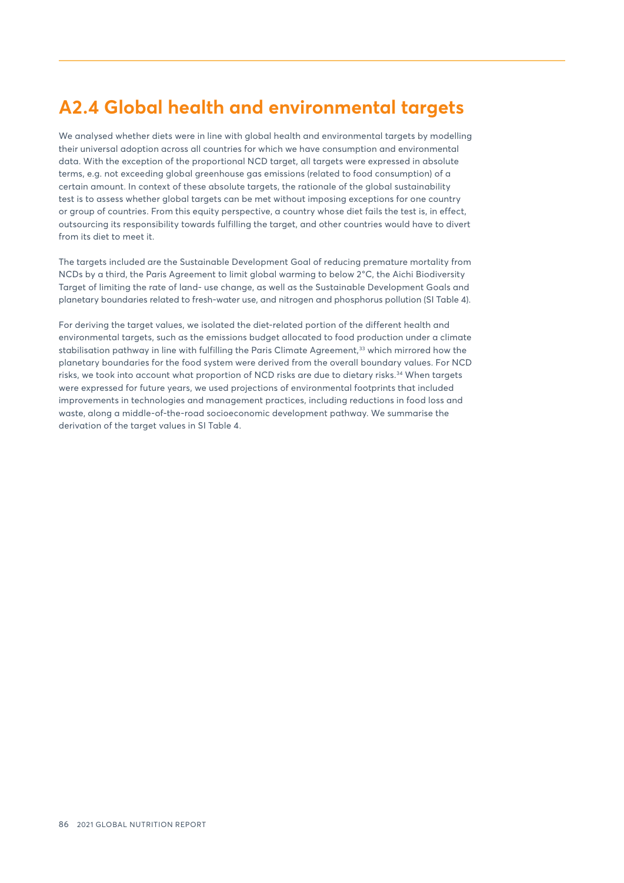## A2.4 Global health and environmental targets

We analysed whether diets were in line with global health and environmental targets by modelling their universal adoption across all countries for which we have consumption and environmental data. With the exception of the proportional NCD target, all targets were expressed in absolute terms, e.g. not exceeding global greenhouse gas emissions (related to food consumption) of a certain amount. In context of these absolute targets, the rationale of the global sustainability test is to assess whether global targets can be met without imposing exceptions for one country or group of countries. From this equity perspective, a country whose diet fails the test is, in effect, outsourcing its responsibility towards fulfilling the target, and other countries would have to divert from its diet to meet it.

The targets included are the Sustainable Development Goal of reducing premature mortality from NCDs by a third, the Paris Agreement to limit global warming to below 2°C, the Aichi Biodiversity Target of limiting the rate of land- use change, as well as the Sustainable Development Goals and planetary boundaries related to fresh-water use, and nitrogen and phosphorus pollution (SI Table 4).

For deriving the target values, we isolated the diet-related portion of the different health and environmental targets, such as the emissions budget allocated to food production under a climate stabilisation pathway in line with fulfilling the Paris Climate Agreement,[33] which mirrored how the planetary boundaries for the food system were derived from the overall boundary values. For NCD risks, we took into account what proportion of NCD risks are due to dietary risks.[34] When targets were expressed for future years, we used projections of environmental footprints that included improvements in technologies and management practices, including reductions in food loss and waste, along a middle-of-the-road socioeconomic development pathway. We summarise the derivation of the target values in SI Table 4.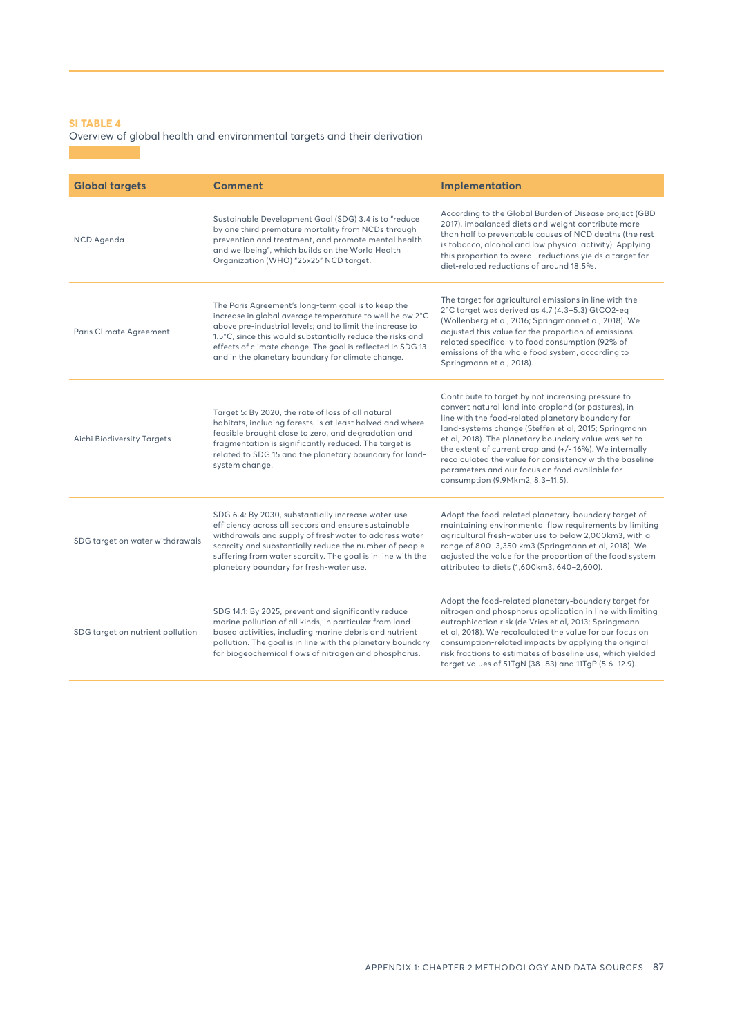**SI TABLE 4**

Overview of global health and environmental targets and their derivation

| Global targets | Comment | Implementation |
|---|---|---|
| NCD Agenda | Sustainable Development Goal (SDG) 3.4 is to "reduce by one third premature mortality from NCDs through prevention and treatment, and promote mental health and wellbeing", which builds on the World Health Organization (WHO) "25x25" NCD target. | According to the Global Burden of Disease project (GBD 2017), imbalanced diets and weight contribute more than half to preventable causes of NCD deaths (the rest is tobacco, alcohol and low physical activity). Applying this proportion to overall reductions yields a target for diet-related reductions of around 18.5%. |
| Paris Climate Agreement | The Paris Agreement's long-term goal is to keep the increase in global average temperature to well below 2°C above pre-industrial levels; and to limit the increase to 1.5°C, since this would substantially reduce the risks and effects of climate change. The goal is reflected in SDG 13 and in the planetary boundary for climate change. | The target for agricultural emissions in line with the 2°C target was derived as 4.7 (4.3–5.3) $GtCO_2$-eq (Wollenberg et al, 2016; Springmann et al, 2018). We adjusted this value for the proportion of emissions related specifically to food consumption (92% of emissions of the whole food system, according to Springmann et al, 2018). |
| Aichi Biodiversity Targets | Target 5: By 2020, the rate of loss of all natural habitats, including forests, is at least halved and where feasible brought close to zero, and degradation and fragmentation is significantly reduced. The target is related to SDG 15 and the planetary boundary for land-system change. | Contribute to target by not increasing pressure to convert natural land into cropland (or pastures), in line with the food-related planetary boundary for land-systems change (Steffen et al, 2015; Springmann et al, 2018). The planetary boundary value was set to the extent of current cropland (+/- 16%). We internally recalculated the value for consistency with the baseline parameters and our focus on food available for consumption (9.9Mkm2, 8.3–11.5). |
| SDG target on water withdrawals | SDG 6.4: By 2030, substantially increase water-use efficiency across all sectors and ensure sustainable withdrawals and supply of freshwater to address water scarcity and substantially reduce the number of people suffering from water scarcity. The goal is in line with the planetary boundary for fresh-water use. | Adopt the food-related planetary-boundary target of maintaining environmental flow requirements by limiting agricultural fresh-water use to below 2,000km3, with a range of 800–3,350 km3 (Springmann et al, 2018). We adjusted the value for the proportion of the food system attributed to diets (1,600km3, 640–2,600). |
| SDG target on nutrient pollution | SDG 14.1: By 2025, prevent and significantly reduce marine pollution of all kinds, in particular from land-based activities, including marine debris and nutrient pollution. The goal is in line with the planetary boundary for biogeochemical flows of nitrogen and phosphorus. | Adopt the food-related planetary-boundary target for nitrogen and phosphorus application in line with limiting eutrophication risk (de Vries et al, 2013; Springmann et al, 2018). We recalculated the value for our focus on consumption-related impacts by applying the original risk fractions to estimates of baseline use, which yielded target values of 51TgN (38–83) and 11TgP (5.6–12.9). |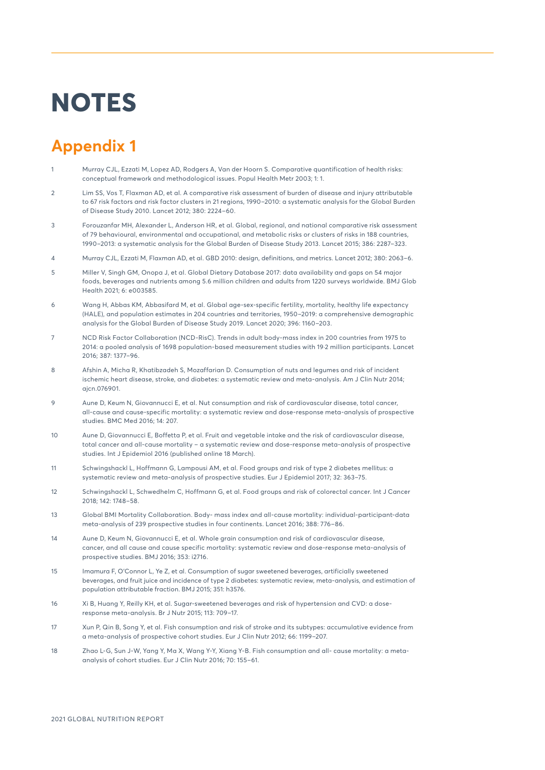# NOTES

## Appendix 1

1. Murray CJL, Ezzati M, Lopez AD, Rodgers A, Van der Hoorn S. Comparative quantification of health risks: conceptual framework and methodological issues. Popul Health Metr 2003; 1: 1.
2. Lim SS, Vos T, Flaxman AD, et al. A comparative risk assessment of burden of disease and injury attributable to 67 risk factors and risk factor clusters in 21 regions, 1990–2010: a systematic analysis for the Global Burden of Disease Study 2010. Lancet 2012; 380: 2224–60.
3. Forouzanfar MH, Alexander L, Anderson HR, et al. Global, regional, and national comparative risk assessment of 79 behavioural, environmental and occupational, and metabolic risks or clusters of risks in 188 countries, 1990–2013: a systematic analysis for the Global Burden of Disease Study 2013. Lancet 2015; 386: 2287–323.
4. Murray CJL, Ezzati M, Flaxman AD, et al. GBD 2010: design, definitions, and metrics. Lancet 2012; 380: 2063–6.
5. Miller V, Singh GM, Onopa J, et al. Global Dietary Database 2017: data availability and gaps on 54 major foods, beverages and nutrients among 5.6 million children and adults from 1220 surveys worldwide. BMJ Glob Health 2021; 6: e003585.
6. Wang H, Abbas KM, Abbasifard M, et al. Global age-sex-specific fertility, mortality, healthy life expectancy (HALE), and population estimates in 204 countries and territories, 1950–2019: a comprehensive demographic analysis for the Global Burden of Disease Study 2019. Lancet 2020; 396: 1160–203.
7. NCD Risk Factor Collaboration (NCD-RisC). Trends in adult body-mass index in 200 countries from 1975 to 2014: a pooled analysis of 1698 population-based measurement studies with 19·2 million participants. Lancet 2016; 387: 1377–96.
8. Afshin A, Micha R, Khatibzadeh S, Mozaffarian D. Consumption of nuts and legumes and risk of incident ischemic heart disease, stroke, and diabetes: a systematic review and meta-analysis. Am J Clin Nutr 2014; ajcn.076901.
9. Aune D, Keum N, Giovannucci E, et al. Nut consumption and risk of cardiovascular disease, total cancer, all-cause and cause-specific mortality: a systematic review and dose-response meta-analysis of prospective studies. BMC Med 2016; 14: 207.
10. Aune D, Giovannucci E, Boffetta P, et al. Fruit and vegetable intake and the risk of cardiovascular disease, total cancer and all-cause mortality – a systematic review and dose-response meta-analysis of prospective studies. Int J Epidemiol 2016 (published online 18 March).
11. Schwingshackl L, Hoffmann G, Lampousi AM, et al. Food groups and risk of type 2 diabetes mellitus: a systematic review and meta-analysis of prospective studies. Eur J Epidemiol 2017; 32: 363–75.
12. Schwingshackl L, Schwedhelm C, Hoffmann G, et al. Food groups and risk of colorectal cancer. Int J Cancer 2018; 142: 1748–58.
13. Global BMI Mortality Collaboration. Body- mass index and all-cause mortality: individual-participant-data meta-analysis of 239 prospective studies in four continents. Lancet 2016; 388: 776–86.
14. Aune D, Keum N, Giovannucci E, et al. Whole grain consumption and risk of cardiovascular disease, cancer, and all cause and cause specific mortality: systematic review and dose-response meta-analysis of prospective studies. BMJ 2016; 353: i2716.
15. Imamura F, O'Connor L, Ye Z, et al. Consumption of sugar sweetened beverages, artificially sweetened beverages, and fruit juice and incidence of type 2 diabetes: systematic review, meta-analysis, and estimation of population attributable fraction. BMJ 2015; 351: h3576.
16. Xi B, Huang Y, Reilly KH, et al. Sugar-sweetened beverages and risk of hypertension and CVD: a dose-response meta-analysis. Br J Nutr 2015; 113: 709–17.
17. Xun P, Qin B, Song Y, et al. Fish consumption and risk of stroke and its subtypes: accumulative evidence from a meta-analysis of prospective cohort studies. Eur J Clin Nutr 2012; 66: 1199–207.
18. Zhao L-G, Sun J-W, Yang Y, Ma X, Wang Y-Y, Xiang Y-B. Fish consumption and all- cause mortality: a meta-analysis of cohort studies. Eur J Clin Nutr 2016; 70: 155–61.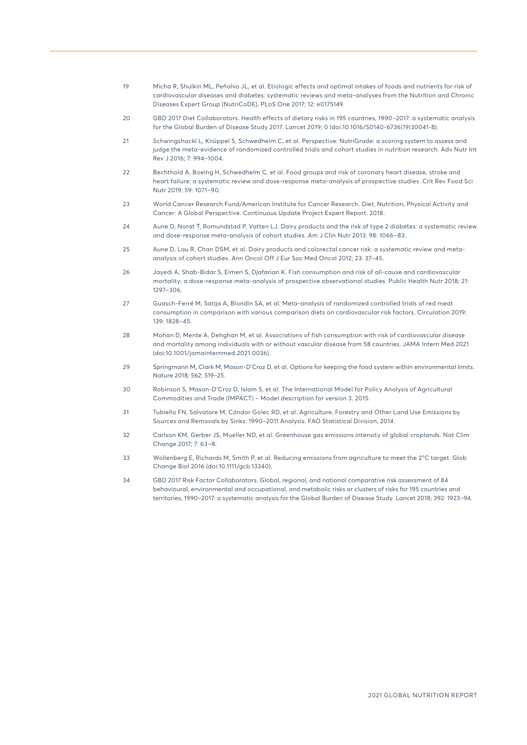19 Micha R, Shulkin ML, Peñalvo JL, et al. Etiologic effects and optimal intakes of foods and nutrients for risk of cardiovascular diseases and diabetes: systematic reviews and meta-analyses from the Nutrition and Chronic Diseases Expert Group (NutriCoDE). PLoS One 2017; 12: e0175149.

20 GBD 2017 Diet Collaborators. Health effects of dietary risks in 195 countries, 1990–2017: a systematic analysis for the Global Burden of Disease Study 2017. Lancet 2019; 0 (doi:10.1016/S0140-6736(19)30041-8).

21 Schwingshackl L, Knüppel S, Schwedhelm C, et al. Perspective: NutriGrade: a scoring system to assess and judge the meta-evidence of randomized controlled trials and cohort studies in nutrition research. Adv Nutr Int Rev J 2016; 7: 994–1004.

22 Bechthold A, Boeing H, Schwedhelm C, et al. Food groups and risk of coronary heart disease, stroke and heart failure: a systematic review and dose-response meta-analysis of prospective studies. Crit Rev Food Sci Nutr 2019; 59: 1071–90.

23 World Cancer Research Fund/American Institute for Cancer Research. Diet, Nutrition, Physical Activity and Cancer: A Global Perspective. Continuous Update Project Expert Report. 2018.

24 Aune D, Norat T, Romundstad P, Vatten LJ. Dairy products and the risk of type 2 diabetes: a systematic review and dose-response meta-analysis of cohort studies. Am J Clin Nutr 2013; 98: 1066–83.

25 Aune D, Lau R, Chan DSM, et al. Dairy products and colorectal cancer risk: a systematic review and meta-analysis of cohort studies. Ann Oncol Off J Eur Soc Med Oncol 2012; 23: 37–45.

26 Jayedi A, Shab-Bidar S, Eimeri S, Djafarian K. Fish consumption and risk of all-cause and cardiovascular mortality: a dose-response meta-analysis of prospective observational studies. Public Health Nutr 2018; 21: 1297–306.

27 Guasch-Ferré M, Satija A, Blondin SA, et al. Meta-analysis of randomized controlled trials of red meat consumption in comparison with various comparison diets on cardiovascular risk factors. Circulation 2019; 139: 1828–45.

28 Mohan D, Mente A, Dehghan M, et al. Associations of fish consumption with risk of cardiovascular disease and mortality among individuals with or without vascular disease from 58 countries. JAMA Intern Med 2021 (doi:10.1001/jamainternmed.2021.0036).

29 Springmann M, Clark M, Mason-D'Croz D, et al. Options for keeping the food system within environmental limits. Nature 2018; 562: 519–25.

30 Robinson S, Mason-D'Croz D, Islam S, et al. The International Model for Policy Analysis of Agricultural Commodities and Trade (IMPACT) – Model description for version 3. 2015.

31 Tubiello FN, Salvatore M, Cóndor Golec RD, et al. Agriculture, Forestry and Other Land Use Emissions by Sources and Removals by Sinks: 1990–2011 Analysis. FAO Statistical Division, 2014.

32 Carlson KM, Gerber JS, Mueller ND, et al. Greenhouse gas emissions intensity of global croplands. Nat Clim Change 2017; 7: 63–8.

33 Wollenberg E, Richards M, Smith P, et al. Reducing emissions from agriculture to meet the 2°C target. Glob Change Biol 2016 (doi:10.1111/gcb.13340).

34 GBD 2017 Risk Factor Collaborators. Global, regional, and national comparative risk assessment of 84 behavioural, environmental and occupational, and metabolic risks or clusters of risks for 195 countries and territories, 1990–2017: a systematic analysis for the Global Burden of Disease Study. Lancet 2018; 392: 1923–94.